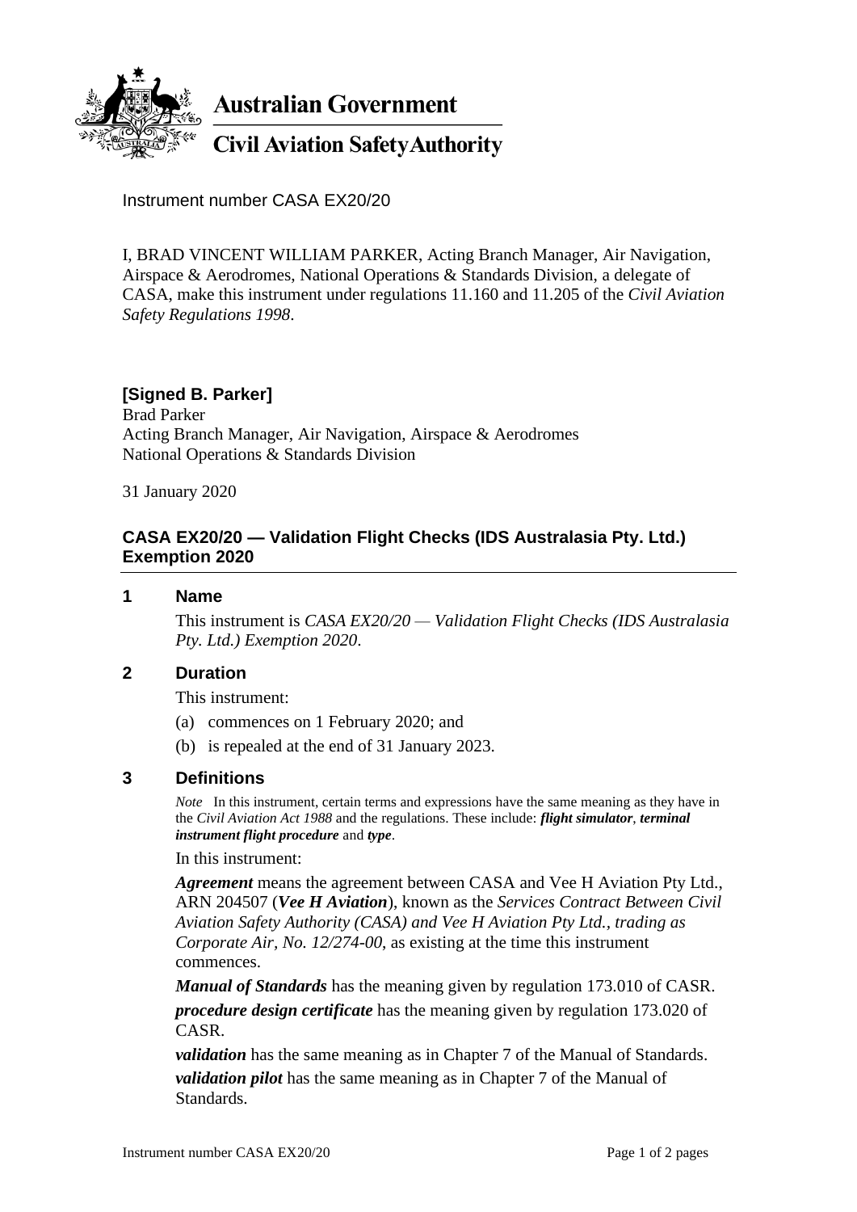**Australian Government**

**Civil Aviation Safety Authority**

Instrument number CASA EX20/20

I, BRAD VINCENT WILLIAM PARKER, Acting Branch Manager, Air Navigation, Airspace & Aerodromes, National Operations & Standards Division, a delegate of CASA, make this instrument under regulations 11.160 and 11.205 of the *Civil Aviation Safety Regulations 1998*.

**[Signed B. Parker]**
Brad Parker
Acting Branch Manager, Air Navigation, Airspace & Aerodromes
National Operations & Standards Division

31 January 2020

## CASA EX20/20 — Validation Flight Checks (IDS Australasia Pty. Ltd.) Exemption 2020

### 1 Name

This instrument is *CASA EX20/20 — Validation Flight Checks (IDS Australasia Pty. Ltd.) Exemption 2020*.

### 2 Duration

This instrument:

(a) commences on 1 February 2020; and

(b) is repealed at the end of 31 January 2023.

### 3 Definitions

*Note* In this instrument, certain terms and expressions have the same meaning as they have in the *Civil Aviation Act 1988* and the regulations. These include: ***flight simulator***, ***terminal instrument flight procedure*** and ***type***.

In this instrument:

***Agreement*** means the agreement between CASA and Vee H Aviation Pty Ltd., ARN 204507 (***Vee H Aviation***), known as the *Services Contract Between Civil Aviation Safety Authority (CASA) and Vee H Aviation Pty Ltd., trading as Corporate Air, No. 12/274-00*, as existing at the time this instrument commences.

***Manual of Standards*** has the meaning given by regulation 173.010 of CASR.

***procedure design certificate*** has the meaning given by regulation 173.020 of CASR.

***validation*** has the same meaning as in Chapter 7 of the Manual of Standards.

***validation pilot*** has the same meaning as in Chapter 7 of the Manual of Standards.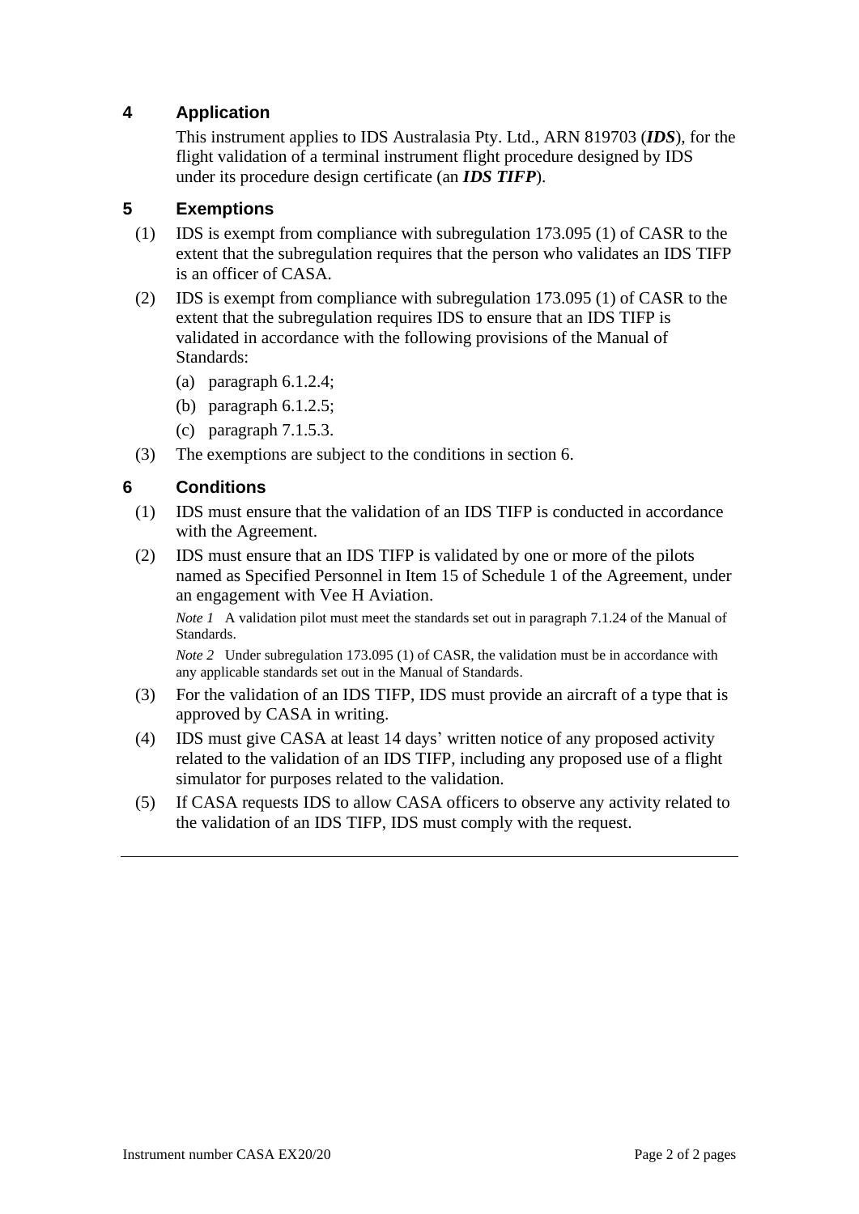## 4 Application

This instrument applies to IDS Australasia Pty. Ltd., ARN 819703 (***IDS***), for the flight validation of a terminal instrument flight procedure designed by IDS under its procedure design certificate (an ***IDS TIFP***).

## 5 Exemptions

(1) IDS is exempt from compliance with subregulation 173.095 (1) of CASR to the extent that the subregulation requires that the person who validates an IDS TIFP is an officer of CASA.

(2) IDS is exempt from compliance with subregulation 173.095 (1) of CASR to the extent that the subregulation requires IDS to ensure that an IDS TIFP is validated in accordance with the following provisions of the Manual of Standards:

(a) paragraph 6.1.2.4;

(b) paragraph 6.1.2.5;

(c) paragraph 7.1.5.3.

(3) The exemptions are subject to the conditions in section 6.

## 6 Conditions

(1) IDS must ensure that the validation of an IDS TIFP is conducted in accordance with the Agreement.

(2) IDS must ensure that an IDS TIFP is validated by one or more of the pilots named as Specified Personnel in Item 15 of Schedule 1 of the Agreement, under an engagement with Vee H Aviation.

*Note 1* A validation pilot must meet the standards set out in paragraph 7.1.24 of the Manual of Standards.

*Note 2* Under subregulation 173.095 (1) of CASR, the validation must be in accordance with any applicable standards set out in the Manual of Standards.

(3) For the validation of an IDS TIFP, IDS must provide an aircraft of a type that is approved by CASA in writing.

(4) IDS must give CASA at least 14 days' written notice of any proposed activity related to the validation of an IDS TIFP, including any proposed use of a flight simulator for purposes related to the validation.

(5) If CASA requests IDS to allow CASA officers to observe any activity related to the validation of an IDS TIFP, IDS must comply with the request.